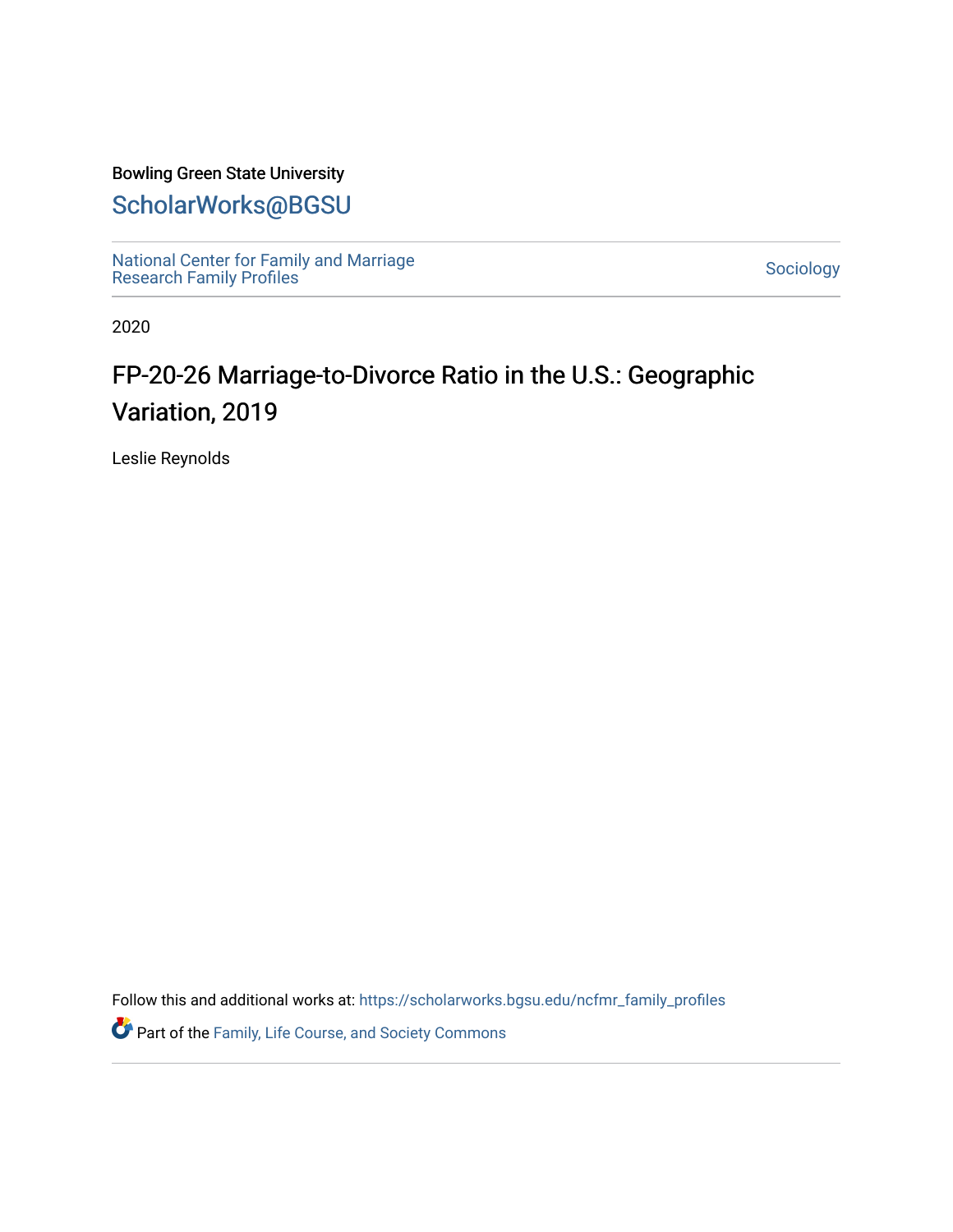Bowling Green State University

# ScholarWorks@BGSU

National Center for Family and Marriage Research Family Profiles

Sociology

2020

# FP-20-26 Marriage-to-Divorce Ratio in the U.S.: Geographic Variation, 2019

Leslie Reynolds

Follow this and additional works at: https://scholarworks.bgsu.edu/ncfmr_family_profiles

Part of the Family, Life Course, and Society Commons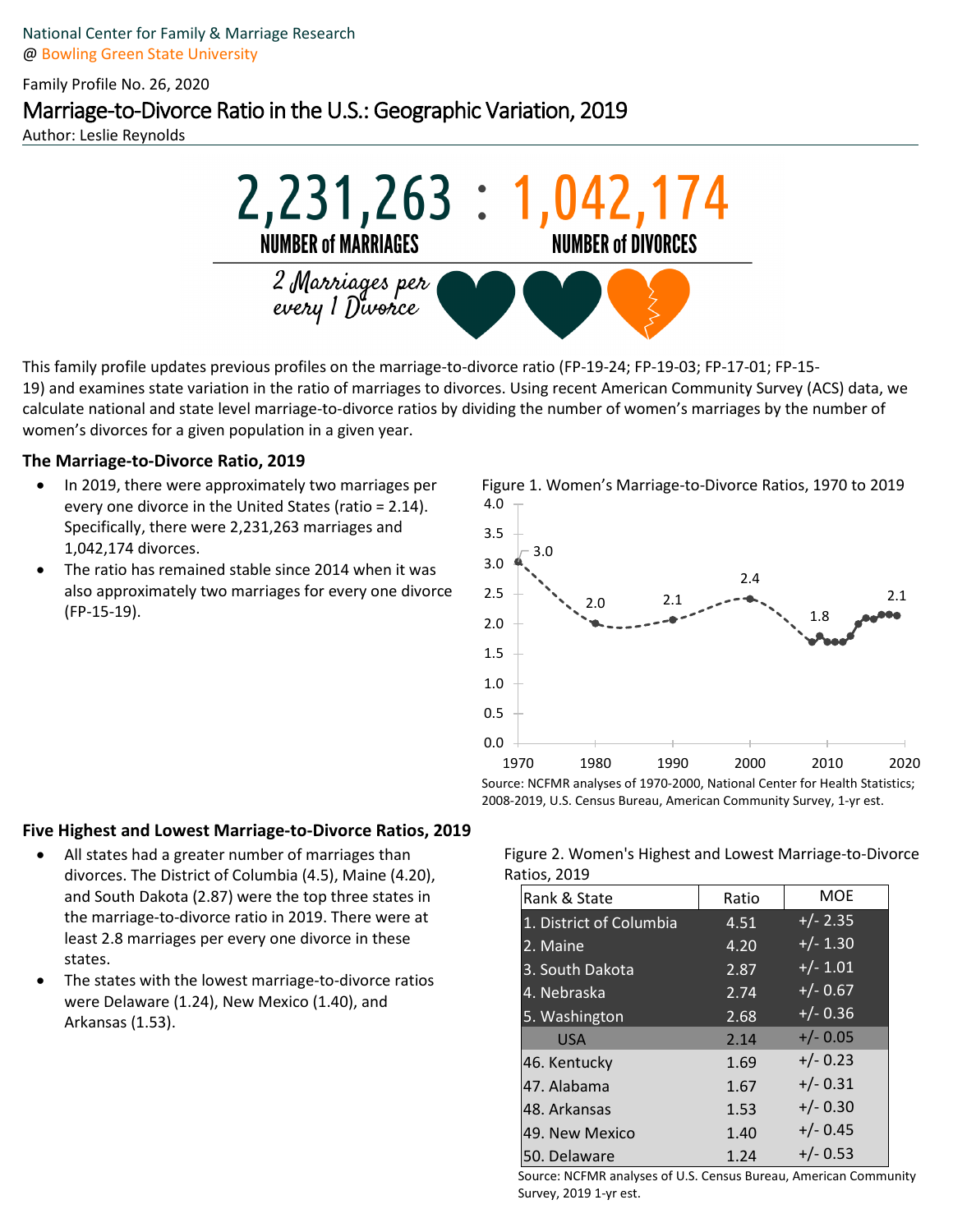National Center for Family & Marriage Research
@ Bowling Green State University

Family Profile No. 26, 2020

# Marriage-to-Divorce Ratio in the U.S.: Geographic Variation, 2019

Author: Leslie Reynolds

**2,231,263 : 1,042,174**

NUMBER of MARRIAGES — NUMBER of DIVORCES

*2 Marriages per every 1 Divorce*

This family profile updates previous profiles on the marriage-to-divorce ratio (FP-19-24; FP-19-03; FP-17-01; FP-15-19) and examines state variation in the ratio of marriages to divorces. Using recent American Community Survey (ACS) data, we calculate national and state level marriage-to-divorce ratios by dividing the number of women's marriages by the number of women's divorces for a given population in a given year.

### The Marriage-to-Divorce Ratio, 2019

- In 2019, there were approximately two marriages per every one divorce in the United States (ratio = 2.14). Specifically, there were 2,231,263 marriages and 1,042,174 divorces.
- The ratio has remained stable since 2014 when it was also approximately two marriages for every one divorce (FP-15-19).

Figure 1. Women's Marriage-to-Divorce Ratios, 1970 to 2019

| Year | Ratio |
|---|---|
| 1970 | 3.0 |
| 1980 | 2.0 |
| 1990 | 2.1 |
| 2000 | 2.4 |
| 2008 | 1.8 |
| 2019 | 2.1 |

Source: NCFMR analyses of 1970-2000, National Center for Health Statistics; 2008-2019, U.S. Census Bureau, American Community Survey, 1-yr est.

### Five Highest and Lowest Marriage-to-Divorce Ratios, 2019

- All states had a greater number of marriages than divorces. The District of Columbia (4.5), Maine (4.20), and South Dakota (2.87) were the top three states in the marriage-to-divorce ratio in 2019. There were at least 2.8 marriages per every one divorce in these states.
- The states with the lowest marriage-to-divorce ratios were Delaware (1.24), New Mexico (1.40), and Arkansas (1.53).

Figure 2. Women's Highest and Lowest Marriage-to-Divorce Ratios, 2019

| Rank & State | Ratio | MOE |
|---|---|---|
| 1. District of Columbia | 4.51 | +/- 2.35 |
| 2. Maine | 4.20 | +/- 1.30 |
| 3. South Dakota | 2.87 | +/- 1.01 |
| 4. Nebraska | 2.74 | +/- 0.67 |
| 5. Washington | 2.68 | +/- 0.36 |
| USA | 2.14 | +/- 0.05 |
| 46. Kentucky | 1.69 | +/- 0.23 |
| 47. Alabama | 1.67 | +/- 0.31 |
| 48. Arkansas | 1.53 | +/- 0.30 |
| 49. New Mexico | 1.40 | +/- 0.45 |
| 50. Delaware | 1.24 | +/- 0.53 |

Source: NCFMR analyses of U.S. Census Bureau, American Community Survey, 2019 1-yr est.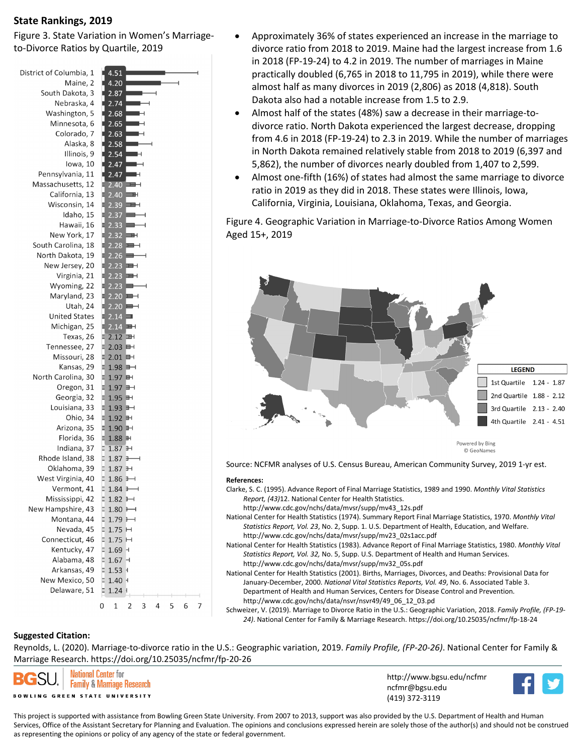## State Rankings, 2019

Figure 3. State Variation in Women's Marriage-to-Divorce Ratios by Quartile, 2019

District of Columbia, 1 4.51
Maine, 2 4.20
South Dakota, 3 2.87
Nebraska, 4 2.74
Washington, 5 2.68
Minnesota, 6 2.65
Colorado, 7 2.63
Alaska, 8 2.58
Illinois, 9 2.54
Iowa, 10 2.47
Pennsylvania, 11 2.47
Massachusetts, 12 2.40
California, 13 2.40
Wisconsin, 14 2.39
Idaho, 15 2.37
Hawaii, 16 2.33
New York, 17 2.32
South Carolina, 18 2.28
North Dakota, 19 2.26
New Jersey, 20 2.23
Virginia, 21 2.23
Wyoming, 22 2.23
Maryland, 23 2.20
Utah, 24 2.20
United States 2.14
Michigan, 25 2.14
Texas, 26 2.12
Tennessee, 27 2.03
Missouri, 28 2.01
Kansas, 29 1.98
North Carolina, 30 1.97
Oregon, 31 1.97
Georgia, 32 1.95
Louisiana, 33 1.93
Ohio, 34 1.92
Arizona, 35 1.90
Florida, 36 1.88
Indiana, 37 1.87
Rhode Island, 38 1.87
Oklahoma, 39 1.87
West Virginia, 40 1.86
Vermont, 41 1.84
Mississippi, 42 1.82
New Hampshire, 43 1.80
Montana, 44 1.79
Nevada, 45 1.75
Connecticut, 46 1.75
Kentucky, 47 1.69
Alabama, 48 1.67
Arkansas, 49 1.53
New Mexico, 50 1.40
Delaware, 51 1.24

0 1 2 3 4 5 6 7

- Approximately 36% of states experienced an increase in the marriage to divorce ratio from 2018 to 2019. Maine had the largest increase from 1.6 in 2018 (FP-19-24) to 4.2 in 2019. The number of marriages in Maine practically doubled (6,765 in 2018 to 11,795 in 2019), while there were almost half as many divorces in 2019 (2,806) as 2018 (4,818). South Dakota also had a notable increase from 1.5 to 2.9.
- Almost half of the states (48%) saw a decrease in their marriage-to-divorce ratio. North Dakota experienced the largest decrease, dropping from 4.6 in 2018 (FP-19-24) to 2.3 in 2019. While the number of marriages in North Dakota remained relatively stable from 2018 to 2019 (6,397 and 5,862), the number of divorces nearly doubled from 1,407 to 2,599.
- Almost one-fifth (16%) of states had almost the same marriage to divorce ratio in 2019 as they did in 2018. These states were Illinois, Iowa, California, Virginia, Louisiana, Oklahoma, Texas, and Georgia.

Figure 4. Geographic Variation in Marriage-to-Divorce Ratios Among Women Aged 15+, 2019

LEGEND
1st Quartile 1.24 - 1.87
2nd Quartile 1.88 - 2.12
3rd Quartile 2.13 - 2.40
4th Quartile 2.41 - 4.51

Powered by Bing
© GeoNames

Source: NCFMR analyses of U.S. Census Bureau, American Community Survey, 2019 1-yr est.

**References:**

Clarke, S. C. (1995). Advance Report of Final Marriage Statistics, 1989 and 1990. *Monthly Vital Statistics Report, (43)*12. National Center for Health Statistics. http://www.cdc.gov/nchs/data/mvsr/supp/mv43_12s.pdf

National Center for Health Statistics (1974). Summary Report Final Marriage Statistics, 1970. *Monthly Vital Statistics Report, Vol. 23*, No. 2, Supp. 1. U.S. Department of Health, Education, and Welfare. http://www.cdc.gov/nchs/data/mvsr/supp/mv23_02s1acc.pdf

National Center for Health Statistics (1983). Advance Report of Final Marriage Statistics, 1980. *Monthly Vital Statistics Report, Vol. 32,* No. 5, Supp. U.S. Department of Health and Human Services. http://www.cdc.gov/nchs/data/mvsr/supp/mv32_05s.pdf

National Center for Health Statistics (2001). Births, Marriages, Divorces, and Deaths: Provisional Data for January-December, 2000. *National Vital Statistics Reports, Vol. 49*, No. 6. Associated Table 3. Department of Health and Human Services, Centers for Disease Control and Prevention. http://www.cdc.gov/nchs/data/nsvr/nsvr49/49_06_12_03.pd

Schweizer, V. (2019). Marriage to Divorce Ratio in the U.S.: Geographic Variation, 2018. *Family Profile, (FP-19-24)*. National Center for Family & Marriage Research. https://doi.org/10.25035/ncfmr/fp-18-24

**Suggested Citation:**

Reynolds, L. (2020). Marriage-to-divorce ratio in the U.S.: Geographic variation, 2019. *Family Profile, (FP-20-26)*. National Center for Family & Marriage Research. https://doi.org/10.25035/ncfmr/fp-20-26

BGSU. National Center for Family & Marriage Research
BOWLING GREEN STATE UNIVERSITY

http://www.bgsu.edu/ncfmr
ncfmr@bgsu.edu
(419) 372-3119

This project is supported with assistance from Bowling Green State University. From 2007 to 2013, support was also provided by the U.S. Department of Health and Human Services, Office of the Assistant Secretary for Planning and Evaluation. The opinions and conclusions expressed herein are solely those of the author(s) and should not be construed as representing the opinions or policy of any agency of the state or federal government.